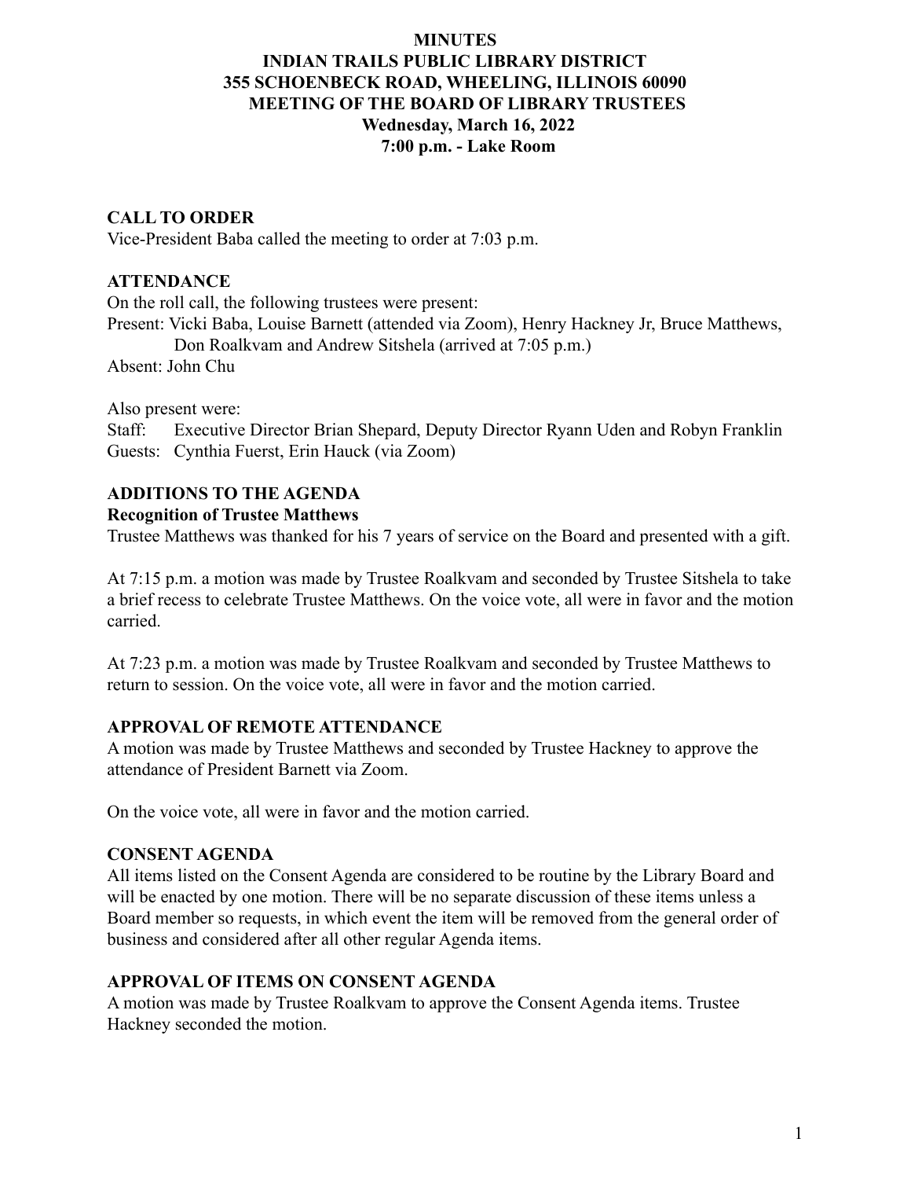**MINUTES**
**INDIAN TRAILS PUBLIC LIBRARY DISTRICT**
**355 SCHOENBECK ROAD, WHEELING, ILLINOIS 60090**
**MEETING OF THE BOARD OF LIBRARY TRUSTEES**
**Wednesday, March 16, 2022**
**7:00 p.m. - Lake Room**

## CALL TO ORDER

Vice-President Baba called the meeting to order at 7:03 p.m.

## ATTENDANCE

On the roll call, the following trustees were present:
Present: Vicki Baba, Louise Barnett (attended via Zoom), Henry Hackney Jr, Bruce Matthews, Don Roalkvam and Andrew Sitshela (arrived at 7:05 p.m.)
Absent: John Chu

Also present were:
Staff: Executive Director Brian Shepard, Deputy Director Ryann Uden and Robyn Franklin
Guests: Cynthia Fuerst, Erin Hauck (via Zoom)

## ADDITIONS TO THE AGENDA

**Recognition of Trustee Matthews**

Trustee Matthews was thanked for his 7 years of service on the Board and presented with a gift.

At 7:15 p.m. a motion was made by Trustee Roalkvam and seconded by Trustee Sitshela to take a brief recess to celebrate Trustee Matthews. On the voice vote, all were in favor and the motion carried.

At 7:23 p.m. a motion was made by Trustee Roalkvam and seconded by Trustee Matthews to return to session. On the voice vote, all were in favor and the motion carried.

## APPROVAL OF REMOTE ATTENDANCE

A motion was made by Trustee Matthews and seconded by Trustee Hackney to approve the attendance of President Barnett via Zoom.

On the voice vote, all were in favor and the motion carried.

## CONSENT AGENDA

All items listed on the Consent Agenda are considered to be routine by the Library Board and will be enacted by one motion. There will be no separate discussion of these items unless a Board member so requests, in which event the item will be removed from the general order of business and considered after all other regular Agenda items.

## APPROVAL OF ITEMS ON CONSENT AGENDA

A motion was made by Trustee Roalkvam to approve the Consent Agenda items. Trustee Hackney seconded the motion.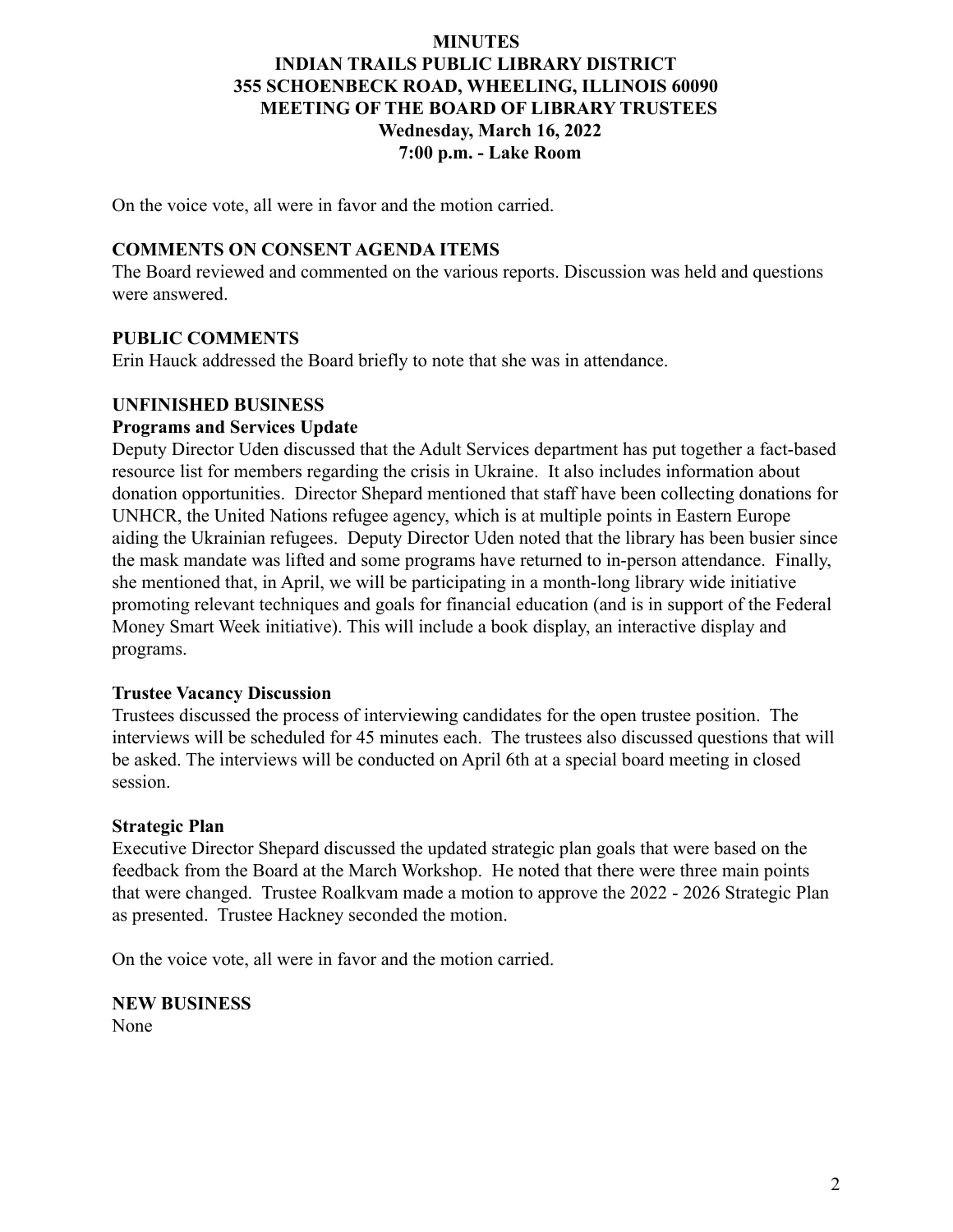On the voice vote, all were in favor and the motion carried.

## COMMENTS ON CONSENT AGENDA ITEMS

The Board reviewed and commented on the various reports. Discussion was held and questions were answered.

## PUBLIC COMMENTS

Erin Hauck addressed the Board briefly to note that she was in attendance.

## UNFINISHED BUSINESS

### Programs and Services Update

Deputy Director Uden discussed that the Adult Services department has put together a fact-based resource list for members regarding the crisis in Ukraine. It also includes information about donation opportunities. Director Shepard mentioned that staff have been collecting donations for UNHCR, the United Nations refugee agency, which is at multiple points in Eastern Europe aiding the Ukrainian refugees. Deputy Director Uden noted that the library has been busier since the mask mandate was lifted and some programs have returned to in-person attendance. Finally, she mentioned that, in April, we will be participating in a month-long library wide initiative promoting relevant techniques and goals for financial education (and is in support of the Federal Money Smart Week initiative). This will include a book display, an interactive display and programs.

### Trustee Vacancy Discussion

Trustees discussed the process of interviewing candidates for the open trustee position. The interviews will be scheduled for 45 minutes each. The trustees also discussed questions that will be asked. The interviews will be conducted on April 6th at a special board meeting in closed session.

### Strategic Plan

Executive Director Shepard discussed the updated strategic plan goals that were based on the feedback from the Board at the March Workshop. He noted that there were three main points that were changed. Trustee Roalkvam made a motion to approve the 2022 - 2026 Strategic Plan as presented. Trustee Hackney seconded the motion.

On the voice vote, all were in favor and the motion carried.

## NEW BUSINESS

None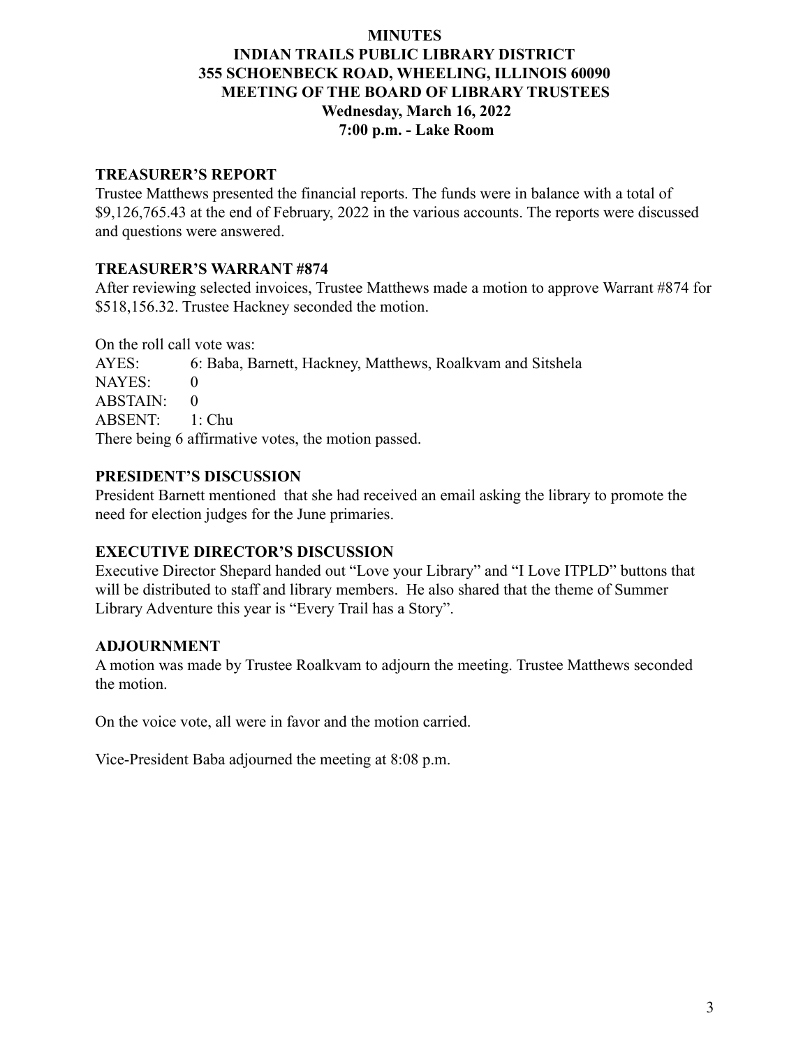**MINUTES**
**INDIAN TRAILS PUBLIC LIBRARY DISTRICT**
**355 SCHOENBECK ROAD, WHEELING, ILLINOIS 60090**
**MEETING OF THE BOARD OF LIBRARY TRUSTEES**
**Wednesday, March 16, 2022**
**7:00 p.m. - Lake Room**

**TREASURER'S REPORT**

Trustee Matthews presented the financial reports. The funds were in balance with a total of $9,126,765.43 at the end of February, 2022 in the various accounts. The reports were discussed and questions were answered.

**TREASURER'S WARRANT #874**

After reviewing selected invoices, Trustee Matthews made a motion to approve Warrant #874 for $518,156.32. Trustee Hackney seconded the motion.

On the roll call vote was:

AYES: 6: Baba, Barnett, Hackney, Matthews, Roalkvam and Sitshela
NAYES: 0
ABSTAIN: 0
ABSENT: 1: Chu

There being 6 affirmative votes, the motion passed.

**PRESIDENT'S DISCUSSION**

President Barnett mentioned that she had received an email asking the library to promote the need for election judges for the June primaries.

**EXECUTIVE DIRECTOR'S DISCUSSION**

Executive Director Shepard handed out "Love your Library" and "I Love ITPLD" buttons that will be distributed to staff and library members. He also shared that the theme of Summer Library Adventure this year is "Every Trail has a Story".

**ADJOURNMENT**

A motion was made by Trustee Roalkvam to adjourn the meeting. Trustee Matthews seconded the motion.

On the voice vote, all were in favor and the motion carried.

Vice-President Baba adjourned the meeting at 8:08 p.m.